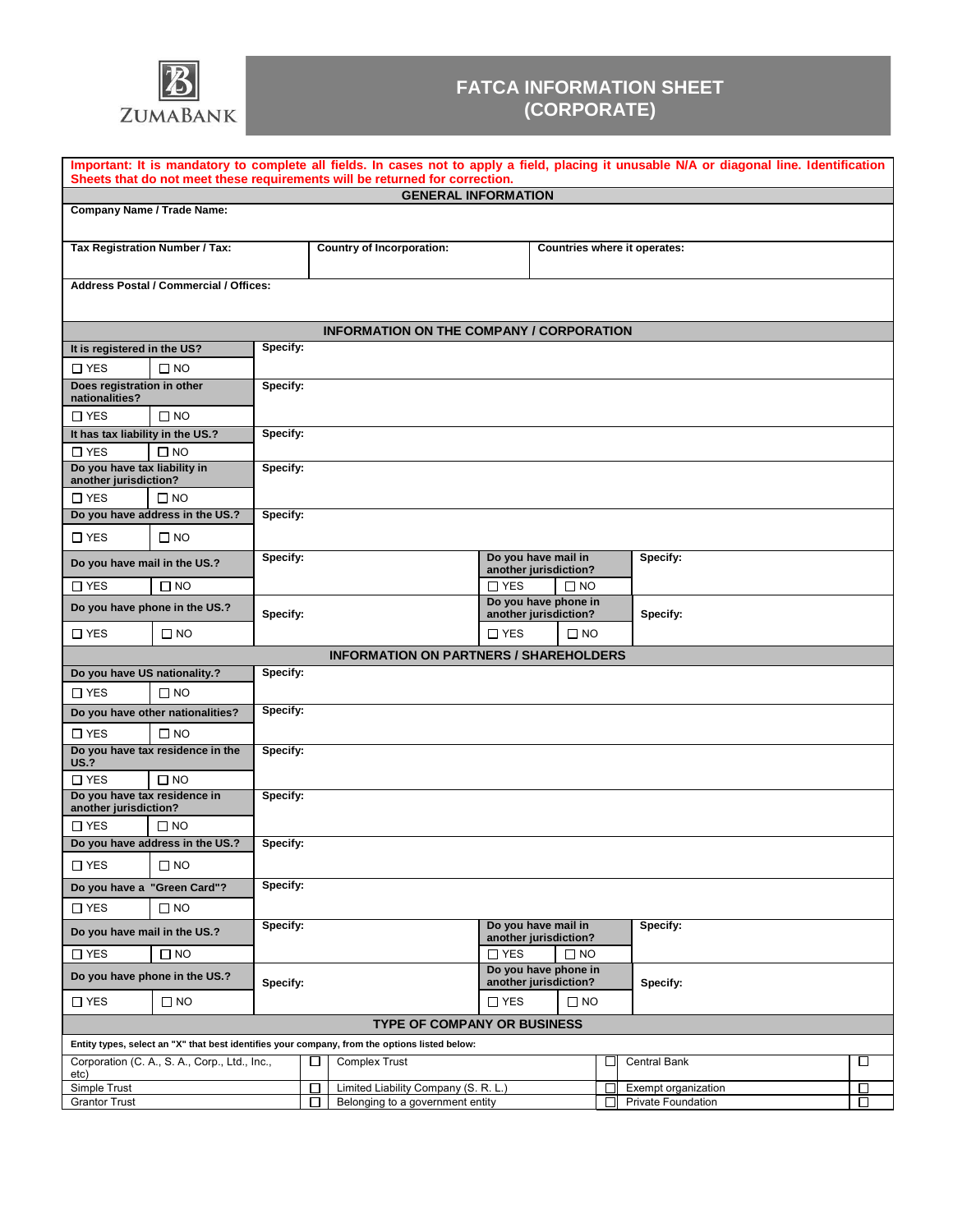ZUMABANK

# FATCA INFORMATION SHEET (CORPORATE)

**Important: It is mandatory to complete all fields. In cases not to apply a field, placing it unusable N/A or diagonal line. Identification Sheets that do not meet these requirements will be returned for correction.**

## GENERAL INFORMATION

| **Company Name / Trade Name:** | | |
|---|---|---|
| **Tax Registration Number / Tax:** | **Country of Incorporation:** | **Countries where it operates:** |
| **Address Postal / Commercial / Offices:** | | |

## INFORMATION ON THE COMPANY / CORPORATION

| Question | | Specify | | | |
|---|---|---|---|---|---|
| **It is registered in the US?** | | **Specify:** | | | |
| ☐ YES | ☐ NO | | | | |
| **Does registration in other nationalities?** | | **Specify:** | | | |
| ☐ YES | ☐ NO | | | | |
| **It has tax liability in the US.?** | | **Specify:** | | | |
| ☐ YES | ☐ NO | | | | |
| **Do you have tax liability in another jurisdiction?** | | **Specify:** | | | |
| ☐ YES | ☐ NO | | | | |
| **Do you have address in the US.?** | | **Specify:** | | | |
| ☐ YES | ☐ NO | | | | |
| **Do you have mail in the US.?** | | **Specify:** | **Do you have mail in another jurisdiction?** | | **Specify:** |
| ☐ YES | ☐ NO | | ☐ YES | ☐ NO | |
| **Do you have phone in the US.?** | | **Specify:** | **Do you have phone in another jurisdiction?** | | **Specify:** |
| ☐ YES | ☐ NO | | ☐ YES | ☐ NO | |

## INFORMATION ON PARTNERS / SHAREHOLDERS

| Question | | Specify | | | |
|---|---|---|---|---|---|
| **Do you have US nationality.?** | | **Specify:** | | | |
| ☐ YES | ☐ NO | | | | |
| **Do you have other nationalities?** | | **Specify:** | | | |
| ☐ YES | ☐ NO | | | | |
| **Do you have tax residence in the US.?** | | **Specify:** | | | |
| ☐ YES | ☐ NO | | | | |
| **Do you have tax residence in another jurisdiction?** | | **Specify:** | | | |
| ☐ YES | ☐ NO | | | | |
| **Do you have address in the US.?** | | **Specify:** | | | |
| ☐ YES | ☐ NO | | | | |
| **Do you have a "Green Card"?** | | **Specify:** | | | |
| ☐ YES | ☐ NO | | | | |
| **Do you have mail in the US.?** | | **Specify:** | **Do you have mail in another jurisdiction?** | | **Specify:** |
| ☐ YES | ☐ NO | | ☐ YES | ☐ NO | |
| **Do you have phone in the US.?** | | **Specify:** | **Do you have phone in another jurisdiction?** | | **Specify:** |
| ☐ YES | ☐ NO | | ☐ YES | ☐ NO | |

## TYPE OF COMPANY OR BUSINESS

**Entity types, select an "X" that best identifies your company, from the options listed below:**

| | | | | | |
|---|---|---|---|---|---|
| Corporation (C. A., S. A., Corp., Ltd., Inc., etc) | ☐ | Complex Trust | ☐ | Central Bank | ☐ |
| Simple Trust | ☐ | Limited Liability Company (S. R. L.) | ☐ | Exempt organization | ☐ |
| Grantor Trust | ☐ | Belonging to a government entity | ☐ | Private Foundation | ☐ |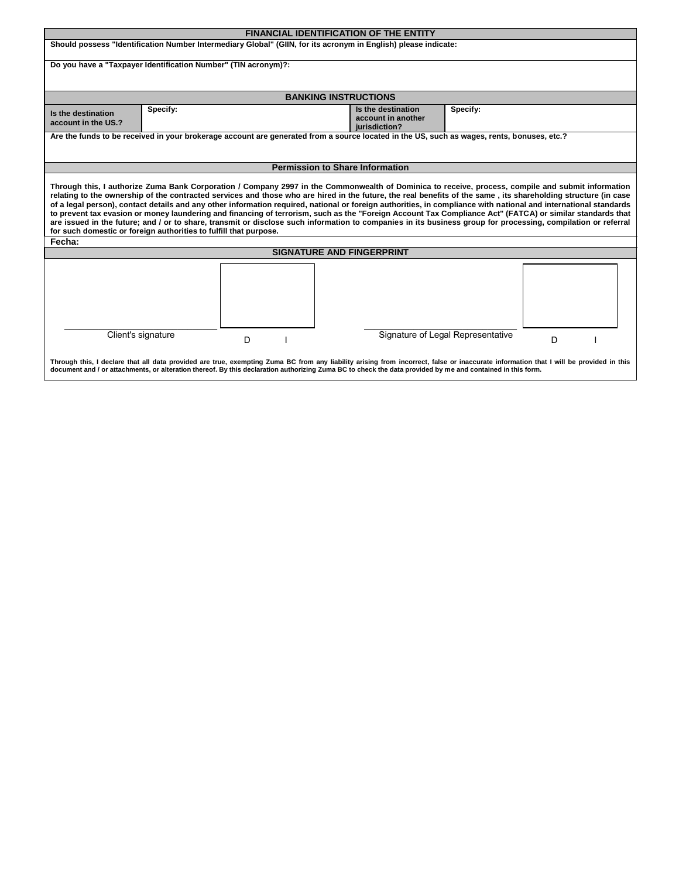## FINANCIAL IDENTIFICATION OF THE ENTITY

**Should possess "Identification Number Intermediary Global" (GIIN, for its acronym in English) please indicate:**

**Do you have a "Taxpayer Identification Number" (TIN acronym)?:**

## BANKING INSTRUCTIONS

| | | | |
|---|---|---|---|
| **Is the destination account in the US.?** | **Specify:** | **Is the destination account in another jurisdiction?** | **Specify:** |

**Are the funds to be received in your brokerage account are generated from a source located in the US, such as wages, rents, bonuses, etc.?**

## Permission to Share Information

**Through this, I authorize Zuma Bank Corporation / Company 2997 in the Commonwealth of Dominica to receive, process, compile and submit information relating to the ownership of the contracted services and those who are hired in the future, the real benefits of the same , its shareholding structure (in case of a legal person), contact details and any other information required, national or foreign authorities, in compliance with national and international standards to prevent tax evasion or money laundering and financing of terrorism, such as the "Foreign Account Tax Compliance Act" (FATCA) or similar standards that are issued in the future; and / or to share, transmit or disclose such information to companies in its business group for processing, compilation or referral for such domestic or foreign authorities to fulfill that purpose.**

**Fecha:**

## SIGNATURE AND FINGERPRINT

| | | | |
|---|---|---|---|
| Client's signature | D I | Signature of Legal Representative | D I |

**Through this, I declare that all data provided are true, exempting Zuma BC from any liability arising from incorrect, false or inaccurate information that I will be provided in this document and / or attachments, or alteration thereof. By this declaration authorizing Zuma BC to check the data provided by me and contained in this form.**